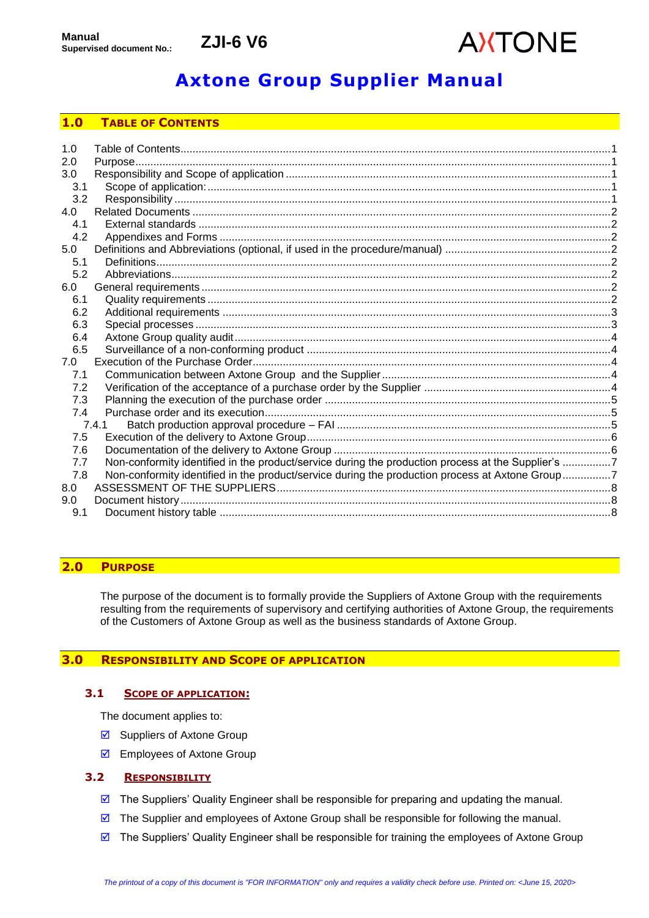**Manual**
**Supervised document No.:** **ZJI-6 V6**

AXTONE

# Axtone Group Supplier Manual

## 1.0 Table of Contents

| | | |
|---|---|---|
| 1.0 | Table of Contents | 1 |
| 2.0 | Purpose | 1 |
| 3.0 | Responsibility and Scope of application | 1 |
| 3.1 | Scope of application: | 1 |
| 3.2 | Responsibility | 1 |
| 4.0 | Related Documents | 2 |
| 4.1 | External standards | 2 |
| 4.2 | Appendixes and Forms | 2 |
| 5.0 | Definitions and Abbreviations (optional, if used in the procedure/manual) | 2 |
| 5.1 | Definitions | 2 |
| 5.2 | Abbreviations | 2 |
| 6.0 | General requirements | 2 |
| 6.1 | Quality requirements | 2 |
| 6.2 | Additional requirements | 3 |
| 6.3 | Special processes | 3 |
| 6.4 | Axtone Group quality audit | 4 |
| 6.5 | Surveillance of a non-conforming product | 4 |
| 7.0 | Execution of the Purchase Order | 4 |
| 7.1 | Communication between Axtone Group and the Supplier | 4 |
| 7.2 | Verification of the acceptance of a purchase order by the Supplier | 4 |
| 7.3 | Planning the execution of the purchase order | 5 |
| 7.4 | Purchase order and its execution | 5 |
| 7.4.1 | Batch production approval procedure – FAI | 5 |
| 7.5 | Execution of the delivery to Axtone Group | 6 |
| 7.6 | Documentation of the delivery to Axtone Group | 6 |
| 7.7 | Non-conformity identified in the product/service during the production process at the Supplier's | 7 |
| 7.8 | Non-conformity identified in the product/service during the production process at Axtone Group | 7 |
| 8.0 | ASSESSMENT OF THE SUPPLIERS | 8 |
| 9.0 | Document history | 8 |
| 9.1 | Document history table | 8 |

## 2.0 Purpose

The purpose of the document is to formally provide the Suppliers of Axtone Group with the requirements resulting from the requirements of supervisory and certifying authorities of Axtone Group, the requirements of the Customers of Axtone Group as well as the business standards of Axtone Group.

## 3.0 Responsibility and Scope of application

### 3.1 Scope of application:

The document applies to:

- ☑ Suppliers of Axtone Group
- ☑ Employees of Axtone Group

### 3.2 Responsibility

- ☑ The Suppliers' Quality Engineer shall be responsible for preparing and updating the manual.
- ☑ The Supplier and employees of Axtone Group shall be responsible for following the manual.
- ☑ The Suppliers' Quality Engineer shall be responsible for training the employees of Axtone Group

*The printout of a copy of this document is "FOR INFORMATION" only and requires a validity check before use. Printed on: <June 15, 2020>*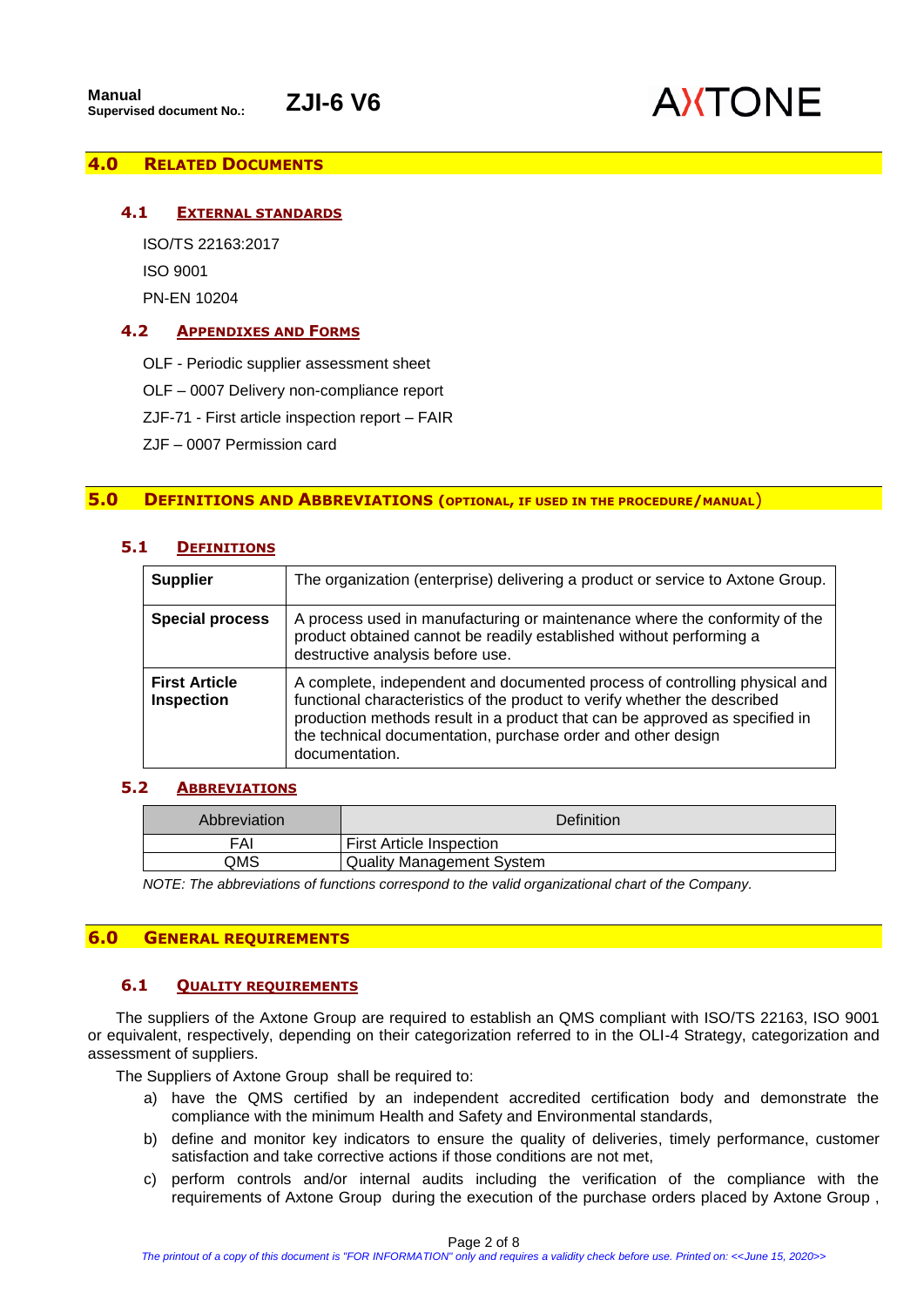## 4.0 RELATED DOCUMENTS

### 4.1 EXTERNAL STANDARDS

ISO/TS 22163:2017

ISO 9001

PN-EN 10204

### 4.2 APPENDIXES AND FORMS

OLF - Periodic supplier assessment sheet

OLF – 0007 Delivery non-compliance report

ZJF-71 - First article inspection report – FAIR

ZJF – 0007 Permission card

## 5.0 DEFINITIONS AND ABBREVIATIONS (OPTIONAL, IF USED IN THE PROCEDURE/MANUAL)

### 5.1 DEFINITIONS

| | |
|---|---|
| **Supplier** | The organization (enterprise) delivering a product or service to Axtone Group. |
| **Special process** | A process used in manufacturing or maintenance where the conformity of the product obtained cannot be readily established without performing a destructive analysis before use. |
| **First Article Inspection** | A complete, independent and documented process of controlling physical and functional characteristics of the product to verify whether the described production methods result in a product that can be approved as specified in the technical documentation, purchase order and other design documentation. |

### 5.2 ABBREVIATIONS

| Abbreviation | Definition |
|---|---|
| FAI | First Article Inspection |
| QMS | Quality Management System |

*NOTE: The abbreviations of functions correspond to the valid organizational chart of the Company.*

## 6.0 GENERAL REQUIREMENTS

### 6.1 QUALITY REQUIREMENTS

The suppliers of the Axtone Group are required to establish an QMS compliant with ISO/TS 22163, ISO 9001 or equivalent, respectively, depending on their categorization referred to in the OLI-4 Strategy, categorization and assessment of suppliers.

The Suppliers of Axtone Group shall be required to:

a) have the QMS certified by an independent accredited certification body and demonstrate the compliance with the minimum Health and Safety and Environmental standards,

b) define and monitor key indicators to ensure the quality of deliveries, timely performance, customer satisfaction and take corrective actions if those conditions are not met,

c) perform controls and/or internal audits including the verification of the compliance with the requirements of Axtone Group during the execution of the purchase orders placed by Axtone Group ,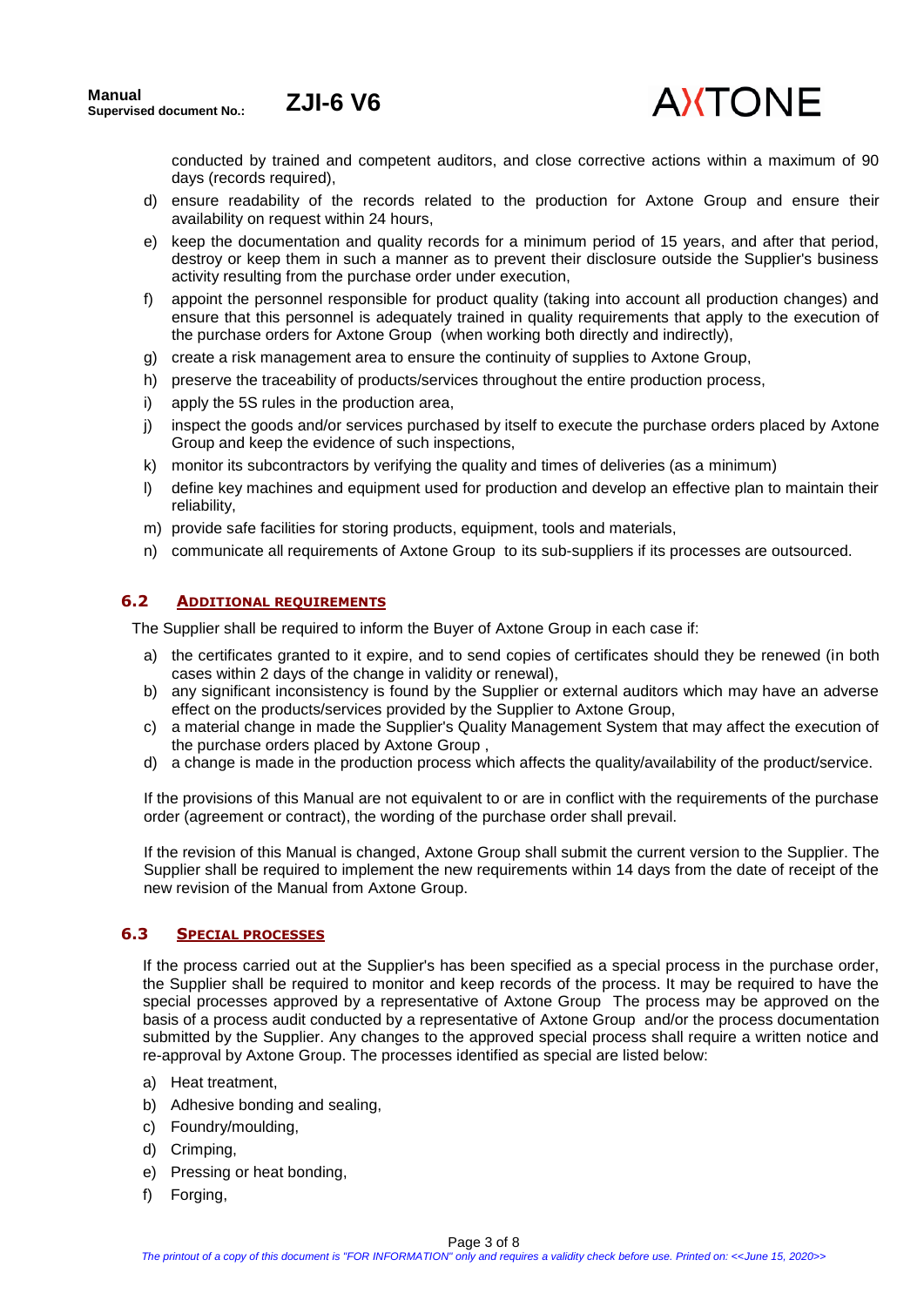conducted by trained and competent auditors, and close corrective actions within a maximum of 90 days (records required),

d) ensure readability of the records related to the production for Axtone Group and ensure their availability on request within 24 hours,

e) keep the documentation and quality records for a minimum period of 15 years, and after that period, destroy or keep them in such a manner as to prevent their disclosure outside the Supplier's business activity resulting from the purchase order under execution,

f) appoint the personnel responsible for product quality (taking into account all production changes) and ensure that this personnel is adequately trained in quality requirements that apply to the execution of the purchase orders for Axtone Group (when working both directly and indirectly),

g) create a risk management area to ensure the continuity of supplies to Axtone Group,

h) preserve the traceability of products/services throughout the entire production process,

i) apply the 5S rules in the production area,

j) inspect the goods and/or services purchased by itself to execute the purchase orders placed by Axtone Group and keep the evidence of such inspections,

k) monitor its subcontractors by verifying the quality and times of deliveries (as a minimum)

l) define key machines and equipment used for production and develop an effective plan to maintain their reliability,

m) provide safe facilities for storing products, equipment, tools and materials,

n) communicate all requirements of Axtone Group to its sub-suppliers if its processes are outsourced.

### 6.2 ADDITIONAL REQUIREMENTS

The Supplier shall be required to inform the Buyer of Axtone Group in each case if:

a) the certificates granted to it expire, and to send copies of certificates should they be renewed (in both cases within 2 days of the change in validity or renewal),

b) any significant inconsistency is found by the Supplier or external auditors which may have an adverse effect on the products/services provided by the Supplier to Axtone Group,

c) a material change in made the Supplier's Quality Management System that may affect the execution of the purchase orders placed by Axtone Group ,

d) a change is made in the production process which affects the quality/availability of the product/service.

If the provisions of this Manual are not equivalent to or are in conflict with the requirements of the purchase order (agreement or contract), the wording of the purchase order shall prevail.

If the revision of this Manual is changed, Axtone Group shall submit the current version to the Supplier. The Supplier shall be required to implement the new requirements within 14 days from the date of receipt of the new revision of the Manual from Axtone Group.

### 6.3 SPECIAL PROCESSES

If the process carried out at the Supplier's has been specified as a special process in the purchase order, the Supplier shall be required to monitor and keep records of the process. It may be required to have the special processes approved by a representative of Axtone Group The process may be approved on the basis of a process audit conducted by a representative of Axtone Group and/or the process documentation submitted by the Supplier. Any changes to the approved special process shall require a written notice and re-approval by Axtone Group. The processes identified as special are listed below:

a) Heat treatment,

b) Adhesive bonding and sealing,

c) Foundry/moulding,

d) Crimping,

e) Pressing or heat bonding,

f) Forging,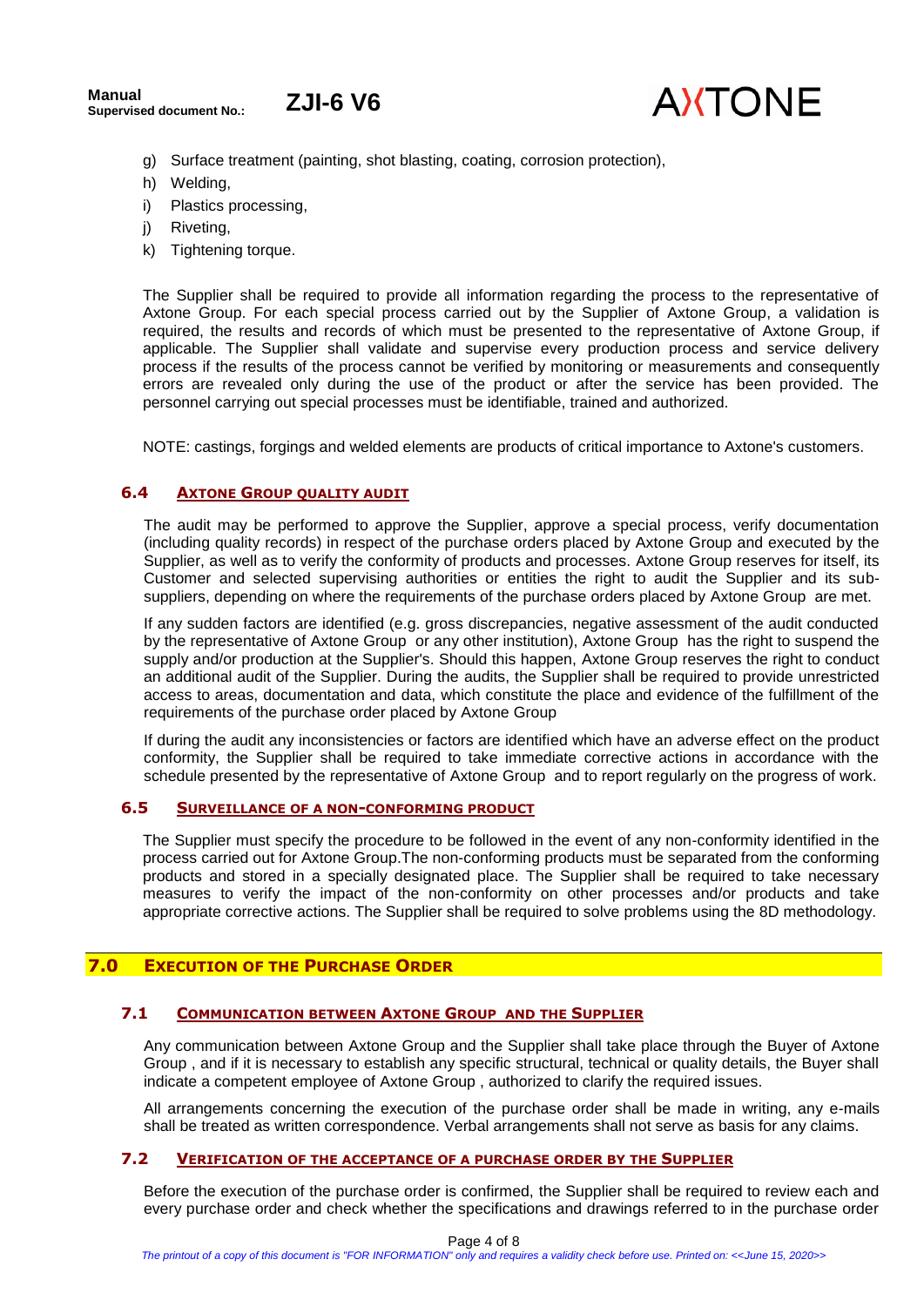g) Surface treatment (painting, shot blasting, coating, corrosion protection),
h) Welding,
i) Plastics processing,
j) Riveting,
k) Tightening torque.

The Supplier shall be required to provide all information regarding the process to the representative of Axtone Group. For each special process carried out by the Supplier of Axtone Group, a validation is required, the results and records of which must be presented to the representative of Axtone Group, if applicable. The Supplier shall validate and supervise every production process and service delivery process if the results of the process cannot be verified by monitoring or measurements and consequently errors are revealed only during the use of the product or after the service has been provided. The personnel carrying out special processes must be identifiable, trained and authorized.

NOTE: castings, forgings and welded elements are products of critical importance to Axtone's customers.

### 6.4 AXTONE GROUP QUALITY AUDIT

The audit may be performed to approve the Supplier, approve a special process, verify documentation (including quality records) in respect of the purchase orders placed by Axtone Group and executed by the Supplier, as well as to verify the conformity of products and processes. Axtone Group reserves for itself, its Customer and selected supervising authorities or entities the right to audit the Supplier and its sub-suppliers, depending on where the requirements of the purchase orders placed by Axtone Group are met.

If any sudden factors are identified (e.g. gross discrepancies, negative assessment of the audit conducted by the representative of Axtone Group or any other institution), Axtone Group has the right to suspend the supply and/or production at the Supplier's. Should this happen, Axtone Group reserves the right to conduct an additional audit of the Supplier. During the audits, the Supplier shall be required to provide unrestricted access to areas, documentation and data, which constitute the place and evidence of the fulfillment of the requirements of the purchase order placed by Axtone Group

If during the audit any inconsistencies or factors are identified which have an adverse effect on the product conformity, the Supplier shall be required to take immediate corrective actions in accordance with the schedule presented by the representative of Axtone Group and to report regularly on the progress of work.

### 6.5 SURVEILLANCE OF A NON-CONFORMING PRODUCT

The Supplier must specify the procedure to be followed in the event of any non-conformity identified in the process carried out for Axtone Group.The non-conforming products must be separated from the conforming products and stored in a specially designated place. The Supplier shall be required to take necessary measures to verify the impact of the non-conformity on other processes and/or products and take appropriate corrective actions. The Supplier shall be required to solve problems using the 8D methodology.

## 7.0 EXECUTION OF THE PURCHASE ORDER

### 7.1 COMMUNICATION BETWEEN AXTONE GROUP AND THE SUPPLIER

Any communication between Axtone Group and the Supplier shall take place through the Buyer of Axtone Group , and if it is necessary to establish any specific structural, technical or quality details, the Buyer shall indicate a competent employee of Axtone Group , authorized to clarify the required issues.

All arrangements concerning the execution of the purchase order shall be made in writing, any e-mails shall be treated as written correspondence. Verbal arrangements shall not serve as basis for any claims.

### 7.2 VERIFICATION OF THE ACCEPTANCE OF A PURCHASE ORDER BY THE SUPPLIER

Before the execution of the purchase order is confirmed, the Supplier shall be required to review each and every purchase order and check whether the specifications and drawings referred to in the purchase order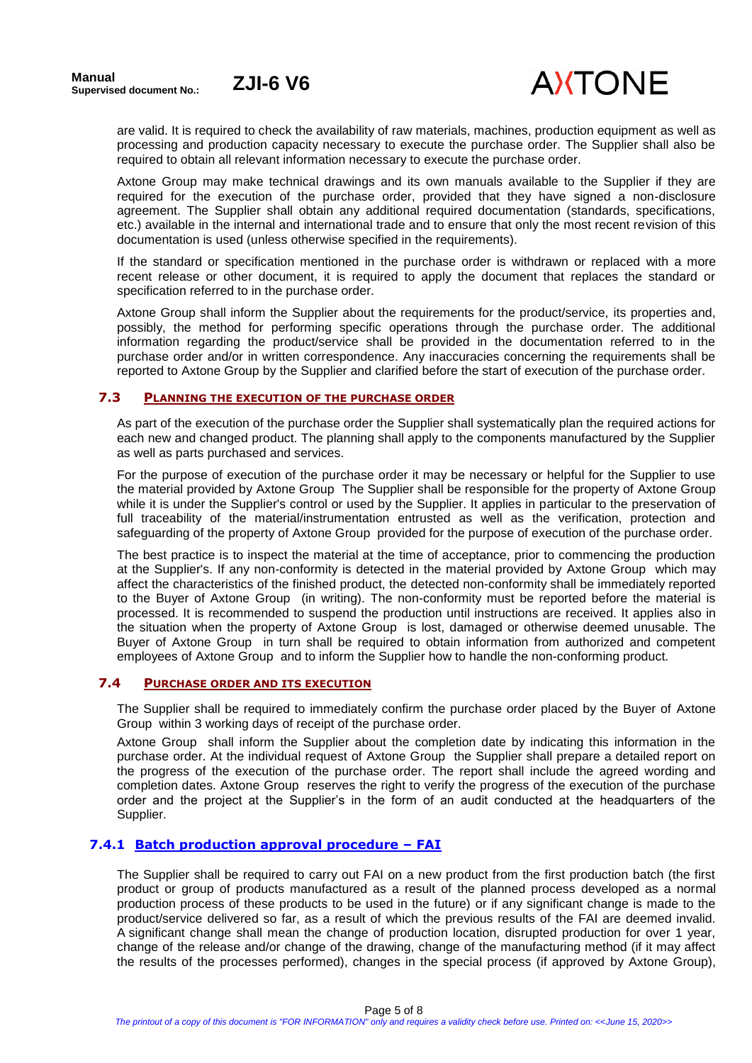are valid. It is required to check the availability of raw materials, machines, production equipment as well as processing and production capacity necessary to execute the purchase order. The Supplier shall also be required to obtain all relevant information necessary to execute the purchase order.

Axtone Group may make technical drawings and its own manuals available to the Supplier if they are required for the execution of the purchase order, provided that they have signed a non-disclosure agreement. The Supplier shall obtain any additional required documentation (standards, specifications, etc.) available in the internal and international trade and to ensure that only the most recent revision of this documentation is used (unless otherwise specified in the requirements).

If the standard or specification mentioned in the purchase order is withdrawn or replaced with a more recent release or other document, it is required to apply the document that replaces the standard or specification referred to in the purchase order.

Axtone Group shall inform the Supplier about the requirements for the product/service, its properties and, possibly, the method for performing specific operations through the purchase order. The additional information regarding the product/service shall be provided in the documentation referred to in the purchase order and/or in written correspondence. Any inaccuracies concerning the requirements shall be reported to Axtone Group by the Supplier and clarified before the start of execution of the purchase order.

### 7.3 PLANNING THE EXECUTION OF THE PURCHASE ORDER

As part of the execution of the purchase order the Supplier shall systematically plan the required actions for each new and changed product. The planning shall apply to the components manufactured by the Supplier as well as parts purchased and services.

For the purpose of execution of the purchase order it may be necessary or helpful for the Supplier to use the material provided by Axtone Group The Supplier shall be responsible for the property of Axtone Group while it is under the Supplier's control or used by the Supplier. It applies in particular to the preservation of full traceability of the material/instrumentation entrusted as well as the verification, protection and safeguarding of the property of Axtone Group provided for the purpose of execution of the purchase order.

The best practice is to inspect the material at the time of acceptance, prior to commencing the production at the Supplier's. If any non-conformity is detected in the material provided by Axtone Group which may affect the characteristics of the finished product, the detected non-conformity shall be immediately reported to the Buyer of Axtone Group (in writing). The non-conformity must be reported before the material is processed. It is recommended to suspend the production until instructions are received. It applies also in the situation when the property of Axtone Group is lost, damaged or otherwise deemed unusable. The Buyer of Axtone Group in turn shall be required to obtain information from authorized and competent employees of Axtone Group and to inform the Supplier how to handle the non-conforming product.

### 7.4 PURCHASE ORDER AND ITS EXECUTION

The Supplier shall be required to immediately confirm the purchase order placed by the Buyer of Axtone Group within 3 working days of receipt of the purchase order.

Axtone Group shall inform the Supplier about the completion date by indicating this information in the purchase order. At the individual request of Axtone Group the Supplier shall prepare a detailed report on the progress of the execution of the purchase order. The report shall include the agreed wording and completion dates. Axtone Group reserves the right to verify the progress of the execution of the purchase order and the project at the Supplier's in the form of an audit conducted at the headquarters of the Supplier.

#### 7.4.1 Batch production approval procedure – FAI

The Supplier shall be required to carry out FAI on a new product from the first production batch (the first product or group of products manufactured as a result of the planned process developed as a normal production process of these products to be used in the future) or if any significant change is made to the product/service delivered so far, as a result of which the previous results of the FAI are deemed invalid. A significant change shall mean the change of production location, disrupted production for over 1 year, change of the release and/or change of the drawing, change of the manufacturing method (if it may affect the results of the processes performed), changes in the special process (if approved by Axtone Group),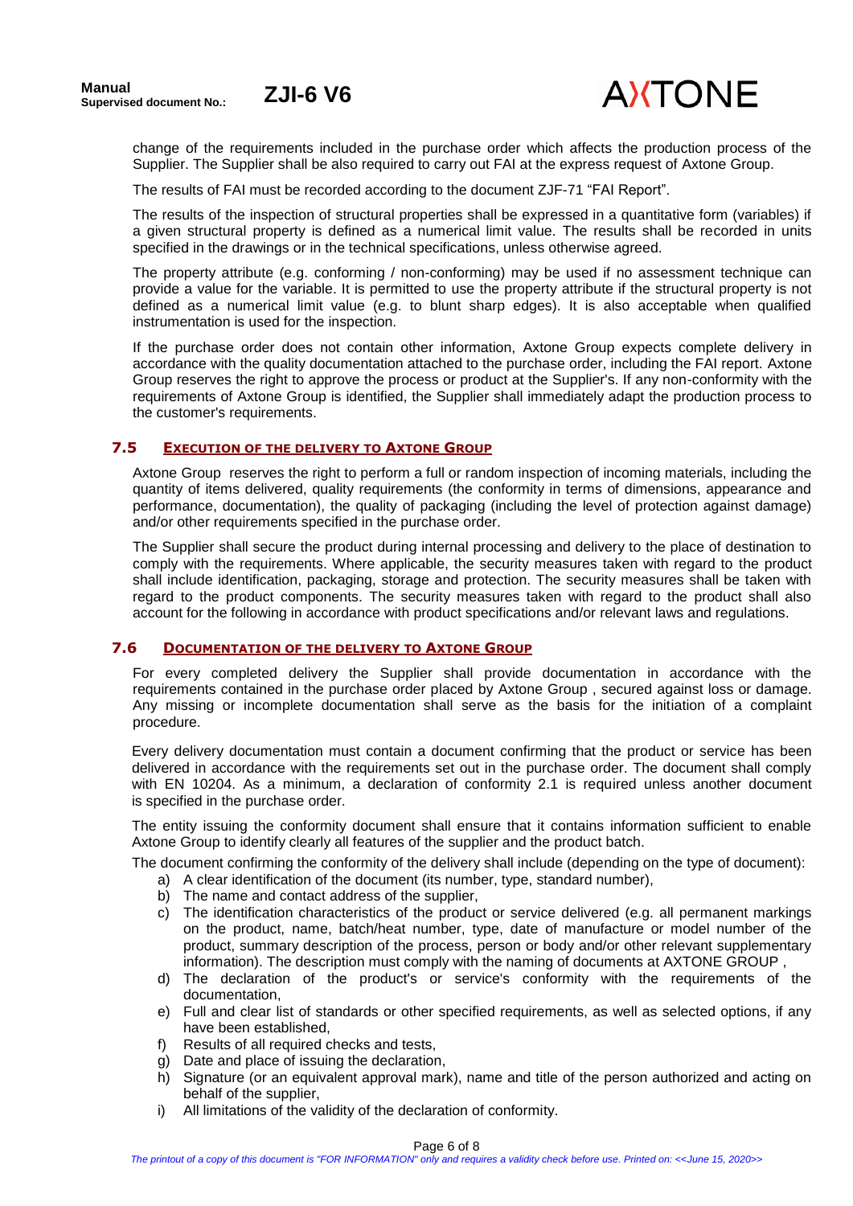change of the requirements included in the purchase order which affects the production process of the Supplier. The Supplier shall be also required to carry out FAI at the express request of Axtone Group.

The results of FAI must be recorded according to the document ZJF-71 "FAI Report".

The results of the inspection of structural properties shall be expressed in a quantitative form (variables) if a given structural property is defined as a numerical limit value. The results shall be recorded in units specified in the drawings or in the technical specifications, unless otherwise agreed.

The property attribute (e.g. conforming / non-conforming) may be used if no assessment technique can provide a value for the variable. It is permitted to use the property attribute if the structural property is not defined as a numerical limit value (e.g. to blunt sharp edges). It is also acceptable when qualified instrumentation is used for the inspection.

If the purchase order does not contain other information, Axtone Group expects complete delivery in accordance with the quality documentation attached to the purchase order, including the FAI report. Axtone Group reserves the right to approve the process or product at the Supplier's. If any non-conformity with the requirements of Axtone Group is identified, the Supplier shall immediately adapt the production process to the customer's requirements.

## 7.5 EXECUTION OF THE DELIVERY TO AXTONE GROUP

Axtone Group reserves the right to perform a full or random inspection of incoming materials, including the quantity of items delivered, quality requirements (the conformity in terms of dimensions, appearance and performance, documentation), the quality of packaging (including the level of protection against damage) and/or other requirements specified in the purchase order.

The Supplier shall secure the product during internal processing and delivery to the place of destination to comply with the requirements. Where applicable, the security measures taken with regard to the product shall include identification, packaging, storage and protection. The security measures shall be taken with regard to the product components. The security measures taken with regard to the product shall also account for the following in accordance with product specifications and/or relevant laws and regulations.

## 7.6 DOCUMENTATION OF THE DELIVERY TO AXTONE GROUP

For every completed delivery the Supplier shall provide documentation in accordance with the requirements contained in the purchase order placed by Axtone Group , secured against loss or damage. Any missing or incomplete documentation shall serve as the basis for the initiation of a complaint procedure.

Every delivery documentation must contain a document confirming that the product or service has been delivered in accordance with the requirements set out in the purchase order. The document shall comply with EN 10204. As a minimum, a declaration of conformity 2.1 is required unless another document is specified in the purchase order.

The entity issuing the conformity document shall ensure that it contains information sufficient to enable Axtone Group to identify clearly all features of the supplier and the product batch.

The document confirming the conformity of the delivery shall include (depending on the type of document):

a) A clear identification of the document (its number, type, standard number),
b) The name and contact address of the supplier,
c) The identification characteristics of the product or service delivered (e.g. all permanent markings on the product, name, batch/heat number, type, date of manufacture or model number of the product, summary description of the process, person or body and/or other relevant supplementary information). The description must comply with the naming of documents at AXTONE GROUP ,
d) The declaration of the product's or service's conformity with the requirements of the documentation,
e) Full and clear list of standards or other specified requirements, as well as selected options, if any have been established,
f) Results of all required checks and tests,
g) Date and place of issuing the declaration,
h) Signature (or an equivalent approval mark), name and title of the person authorized and acting on behalf of the supplier,
i) All limitations of the validity of the declaration of conformity.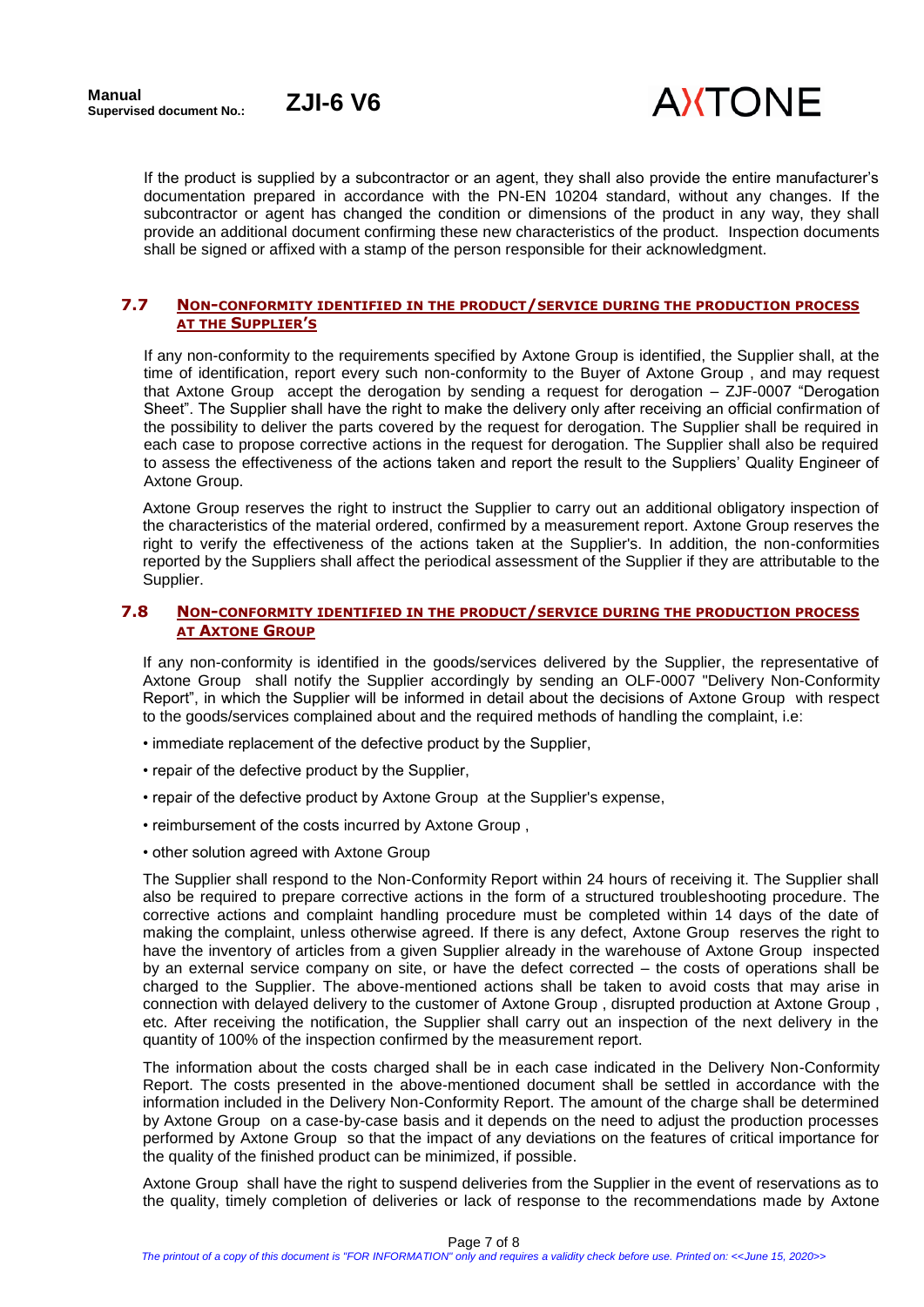If the product is supplied by a subcontractor or an agent, they shall also provide the entire manufacturer's documentation prepared in accordance with the PN-EN 10204 standard, without any changes. If the subcontractor or agent has changed the condition or dimensions of the product in any way, they shall provide an additional document confirming these new characteristics of the product. Inspection documents shall be signed or affixed with a stamp of the person responsible for their acknowledgment.

## 7.7 NON-CONFORMITY IDENTIFIED IN THE PRODUCT/SERVICE DURING THE PRODUCTION PROCESS AT THE SUPPLIER'S

If any non-conformity to the requirements specified by Axtone Group is identified, the Supplier shall, at the time of identification, report every such non-conformity to the Buyer of Axtone Group , and may request that Axtone Group accept the derogation by sending a request for derogation – ZJF-0007 "Derogation Sheet". The Supplier shall have the right to make the delivery only after receiving an official confirmation of the possibility to deliver the parts covered by the request for derogation. The Supplier shall be required in each case to propose corrective actions in the request for derogation. The Supplier shall also be required to assess the effectiveness of the actions taken and report the result to the Suppliers' Quality Engineer of Axtone Group.

Axtone Group reserves the right to instruct the Supplier to carry out an additional obligatory inspection of the characteristics of the material ordered, confirmed by a measurement report. Axtone Group reserves the right to verify the effectiveness of the actions taken at the Supplier's. In addition, the non-conformities reported by the Suppliers shall affect the periodical assessment of the Supplier if they are attributable to the Supplier.

## 7.8 NON-CONFORMITY IDENTIFIED IN THE PRODUCT/SERVICE DURING THE PRODUCTION PROCESS AT AXTONE GROUP

If any non-conformity is identified in the goods/services delivered by the Supplier, the representative of Axtone Group shall notify the Supplier accordingly by sending an OLF-0007 "Delivery Non-Conformity Report", in which the Supplier will be informed in detail about the decisions of Axtone Group with respect to the goods/services complained about and the required methods of handling the complaint, i.e:

- immediate replacement of the defective product by the Supplier,
- repair of the defective product by the Supplier,
- repair of the defective product by Axtone Group at the Supplier's expense,
- reimbursement of the costs incurred by Axtone Group ,
- other solution agreed with Axtone Group

The Supplier shall respond to the Non-Conformity Report within 24 hours of receiving it. The Supplier shall also be required to prepare corrective actions in the form of a structured troubleshooting procedure. The corrective actions and complaint handling procedure must be completed within 14 days of the date of making the complaint, unless otherwise agreed. If there is any defect, Axtone Group reserves the right to have the inventory of articles from a given Supplier already in the warehouse of Axtone Group inspected by an external service company on site, or have the defect corrected – the costs of operations shall be charged to the Supplier. The above-mentioned actions shall be taken to avoid costs that may arise in connection with delayed delivery to the customer of Axtone Group , disrupted production at Axtone Group , etc. After receiving the notification, the Supplier shall carry out an inspection of the next delivery in the quantity of 100% of the inspection confirmed by the measurement report.

The information about the costs charged shall be in each case indicated in the Delivery Non-Conformity Report. The costs presented in the above-mentioned document shall be settled in accordance with the information included in the Delivery Non-Conformity Report. The amount of the charge shall be determined by Axtone Group on a case-by-case basis and it depends on the need to adjust the production processes performed by Axtone Group so that the impact of any deviations on the features of critical importance for the quality of the finished product can be minimized, if possible.

Axtone Group shall have the right to suspend deliveries from the Supplier in the event of reservations as to the quality, timely completion of deliveries or lack of response to the recommendations made by Axtone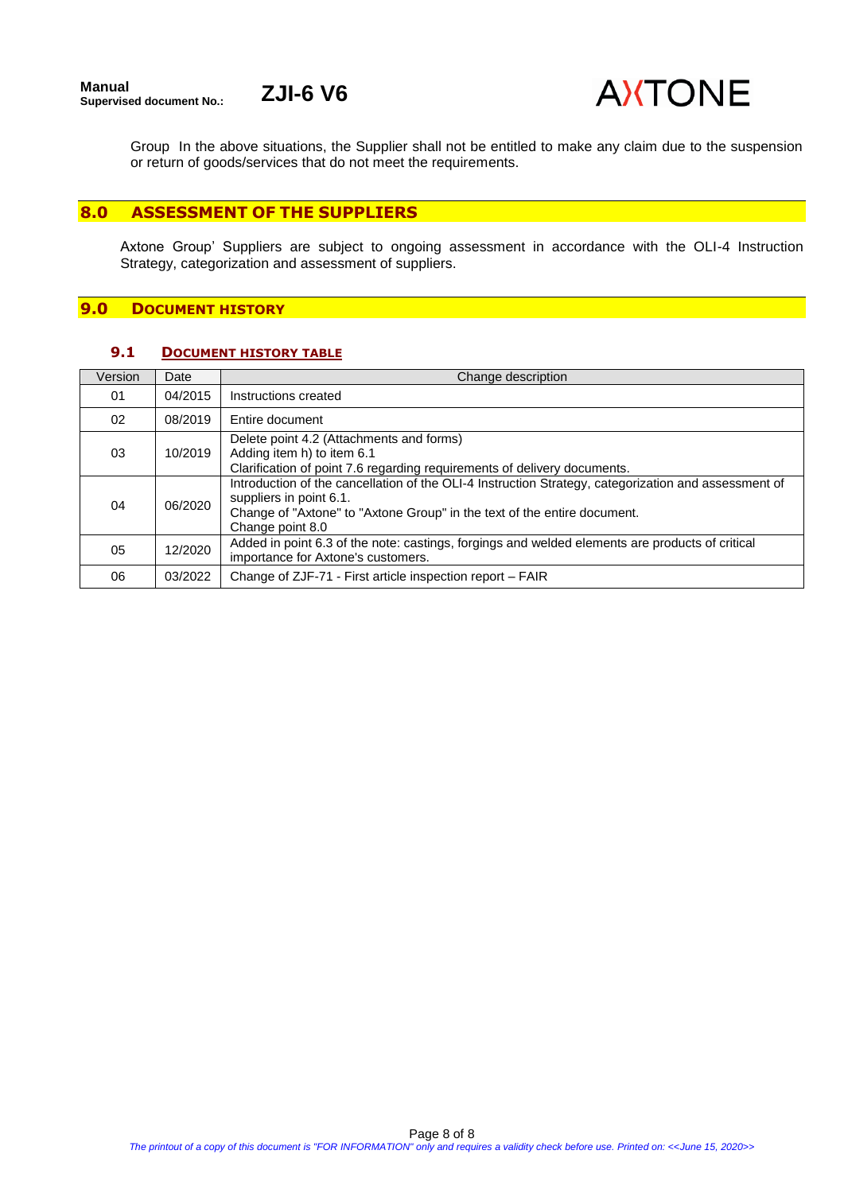Group  In the above situations, the Supplier shall not be entitled to make any claim due to the suspension or return of goods/services that do not meet the requirements.

## 8.0 ASSESSMENT OF THE SUPPLIERS

Axtone Group' Suppliers are subject to ongoing assessment in accordance with the OLI-4 Instruction Strategy, categorization and assessment of suppliers.

## 9.0 DOCUMENT HISTORY

### 9.1 DOCUMENT HISTORY TABLE

| Version | Date | Change description |
|---|---|---|
| 01 | 04/2015 | Instructions created |
| 02 | 08/2019 | Entire document |
| 03 | 10/2019 | Delete point 4.2 (Attachments and forms)<br>Adding item h) to item 6.1<br>Clarification of point 7.6 regarding requirements of delivery documents. |
| 04 | 06/2020 | Introduction of the cancellation of the OLI-4 Instruction Strategy, categorization and assessment of suppliers in point 6.1.<br>Change of "Axtone" to "Axtone Group" in the text of the entire document.<br>Change point 8.0 |
| 05 | 12/2020 | Added in point 6.3 of the note: castings, forgings and welded elements are products of critical importance for Axtone's customers. |
| 06 | 03/2022 | Change of ZJF-71 - First article inspection report – FAIR |